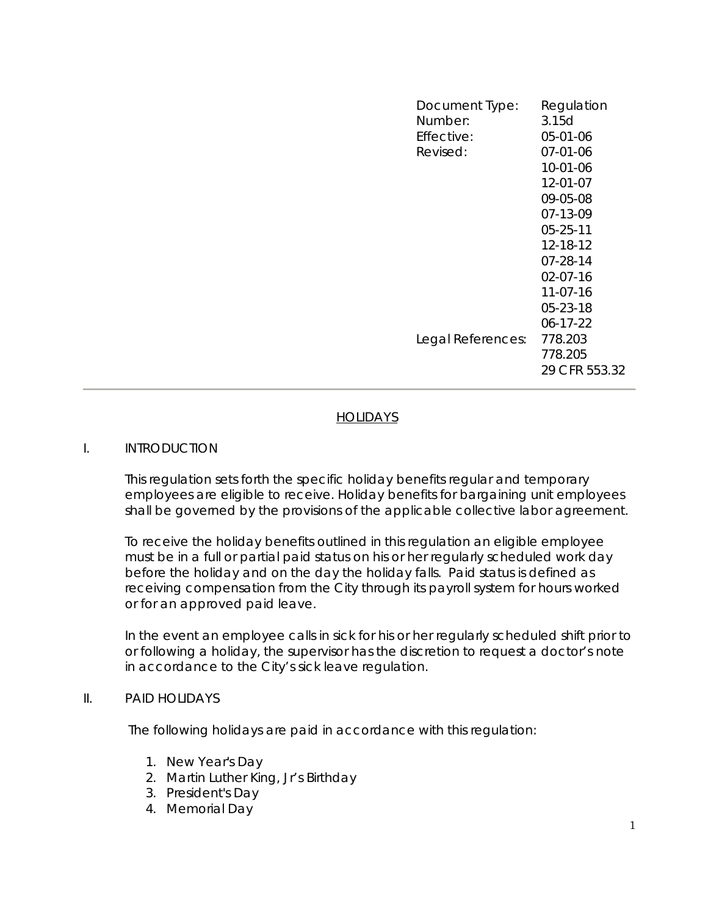| Document Type: | Regulation |
|---|---|
| Number: | 3.15d |
| Effective: | 05-01-06 |
| Revised: | 07-01-06 |
| | 10-01-06 |
| | 12-01-07 |
| | 09-05-08 |
| | 07-13-09 |
| | 05-25-11 |
| | 12-18-12 |
| | 07-28-14 |
| | 02-07-16 |
| | 11-07-16 |
| | 05-23-18 |
| | 06-17-22 |
| Legal References: | 778.203 |
| | 778.205 |
| | 29 CFR 553.32 |

---

# HOLIDAYS

## I. INTRODUCTION

This regulation sets forth the specific holiday benefits regular and temporary employees are eligible to receive. Holiday benefits for bargaining unit employees shall be governed by the provisions of the applicable collective labor agreement.

To receive the holiday benefits outlined in this regulation an eligible employee must be in a full or partial paid status on his or her regularly scheduled work day before the holiday and on the day the holiday falls. Paid status is defined as receiving compensation from the City through its payroll system for hours worked or for an approved paid leave.

In the event an employee calls in sick for his or her regularly scheduled shift prior to or following a holiday, the supervisor has the discretion to request a doctor's note in accordance to the City's sick leave regulation.

## II. PAID HOLIDAYS

The following holidays are paid in accordance with this regulation:

1. New Year's Day
2. Martin Luther King, Jr's Birthday
3. President's Day
4. Memorial Day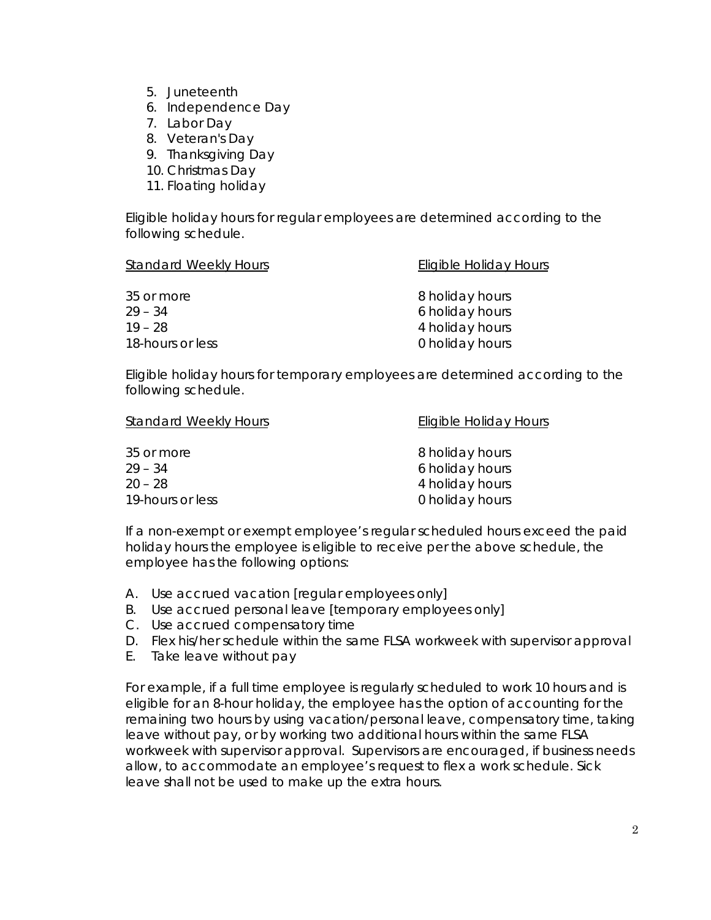5. Juneteenth
6. Independence Day
7. Labor Day
8. Veteran's Day
9. Thanksgiving Day
10. Christmas Day
11. Floating holiday

Eligible holiday hours for regular employees are determined according to the following schedule.

| Standard Weekly Hours | Eligible Holiday Hours |
| --- | --- |
| 35 or more | 8 holiday hours |
| 29 – 34 | 6 holiday hours |
| 19 – 28 | 4 holiday hours |
| 18-hours or less | 0 holiday hours |

Eligible holiday hours for temporary employees are determined according to the following schedule.

| Standard Weekly Hours | Eligible Holiday Hours |
| --- | --- |
| 35 or more | 8 holiday hours |
| 29 – 34 | 6 holiday hours |
| 20 – 28 | 4 holiday hours |
| 19-hours or less | 0 holiday hours |

If a non-exempt or exempt employee's regular scheduled hours exceed the paid holiday hours the employee is eligible to receive per the above schedule, the employee has the following options:

A. Use accrued vacation [regular employees only]
B. Use accrued personal leave [temporary employees only]
C. Use accrued compensatory time
D. Flex his/her schedule within the same FLSA workweek with supervisor approval
E. Take leave without pay

For example, if a full time employee is regularly scheduled to work 10 hours and is eligible for an 8-hour holiday, the employee has the option of accounting for the remaining two hours by using vacation/personal leave, compensatory time, taking leave without pay, or by working two additional hours within the same FLSA workweek with supervisor approval. Supervisors are encouraged, if business needs allow, to accommodate an employee's request to flex a work schedule. Sick leave shall not be used to make up the extra hours.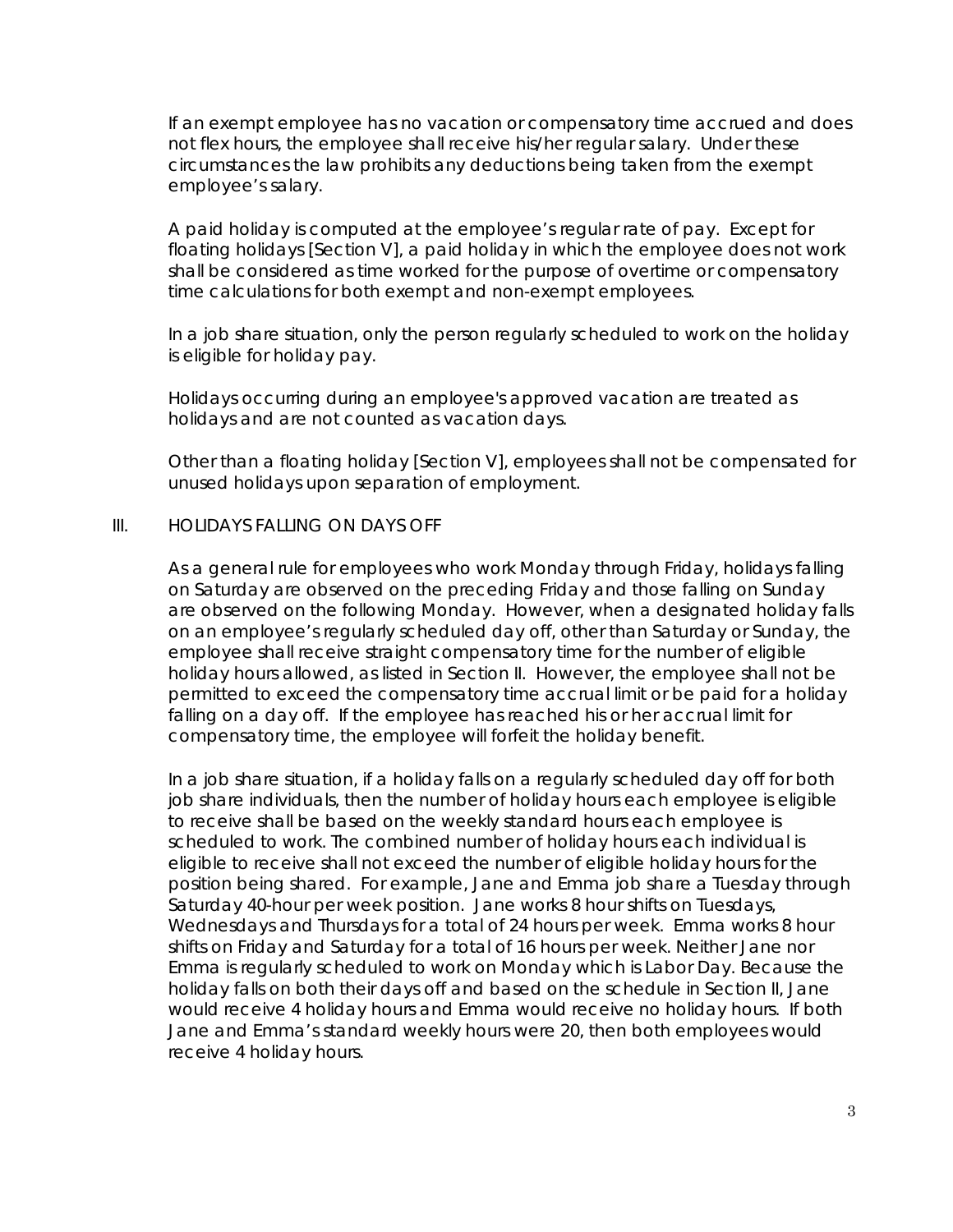If an exempt employee has no vacation or compensatory time accrued and does not flex hours, the employee shall receive his/her regular salary. Under these circumstances the law prohibits any deductions being taken from the exempt employee's salary.

A paid holiday is computed at the employee's regular rate of pay. Except for floating holidays [Section V], a paid holiday in which the employee does not work shall be considered as time worked for the purpose of overtime or compensatory time calculations for both exempt and non-exempt employees.

In a job share situation, only the person regularly scheduled to work on the holiday is eligible for holiday pay.

Holidays occurring during an employee's approved vacation are treated as holidays and are not counted as vacation days.

Other than a floating holiday [Section V], employees shall not be compensated for unused holidays upon separation of employment.

## III. HOLIDAYS FALLING ON DAYS OFF

As a general rule for employees who work Monday through Friday, holidays falling on Saturday are observed on the preceding Friday and those falling on Sunday are observed on the following Monday. However, when a designated holiday falls on an employee's regularly scheduled day off, other than Saturday or Sunday, the employee shall receive straight compensatory time for the number of eligible holiday hours allowed, as listed in Section II. However, the employee shall not be permitted to exceed the compensatory time accrual limit or be paid for a holiday falling on a day off. If the employee has reached his or her accrual limit for compensatory time, the employee will forfeit the holiday benefit.

In a job share situation, if a holiday falls on a regularly scheduled day off for both job share individuals, then the number of holiday hours each employee is eligible to receive shall be based on the weekly standard hours each employee is scheduled to work. The combined number of holiday hours each individual is eligible to receive shall not exceed the number of eligible holiday hours for the position being shared. For example, Jane and Emma job share a Tuesday through Saturday 40-hour per week position. Jane works 8 hour shifts on Tuesdays, Wednesdays and Thursdays for a total of 24 hours per week. Emma works 8 hour shifts on Friday and Saturday for a total of 16 hours per week. Neither Jane nor Emma is regularly scheduled to work on Monday which is Labor Day. Because the holiday falls on both their days off and based on the schedule in Section II, Jane would receive 4 holiday hours and Emma would receive no holiday hours. If both Jane and Emma's standard weekly hours were 20, then both employees would receive 4 holiday hours.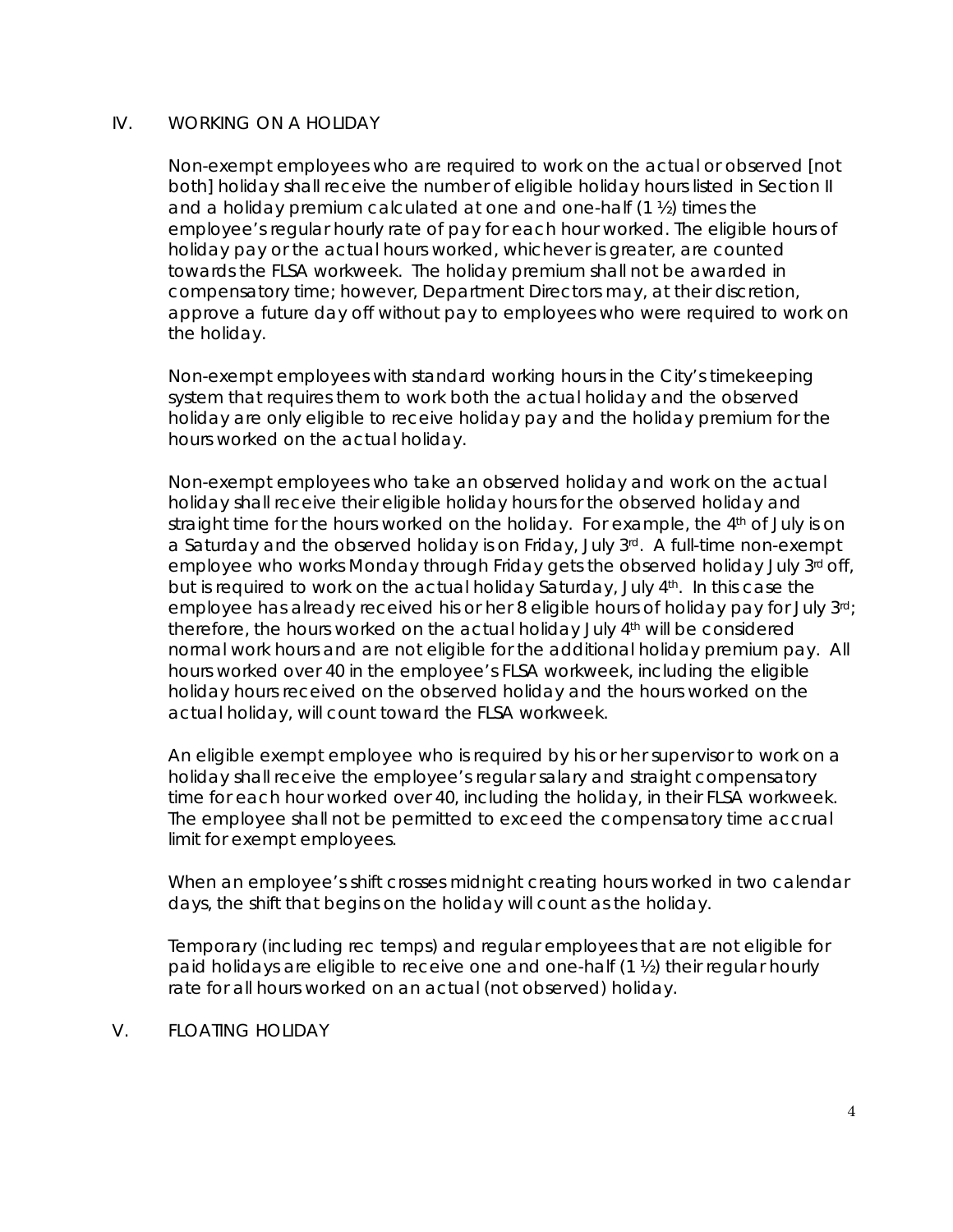## IV. WORKING ON A HOLIDAY

Non-exempt employees who are required to work on the actual or observed [not both] holiday shall receive the number of eligible holiday hours listed in Section II and a holiday premium calculated at one and one-half (1 ½) times the employee's regular hourly rate of pay for each hour worked. The eligible hours of holiday pay or the actual hours worked, whichever is greater, are counted towards the FLSA workweek. The holiday premium shall not be awarded in compensatory time; however, Department Directors may, at their discretion, approve a future day off without pay to employees who were required to work on the holiday.

Non-exempt employees with standard working hours in the City's timekeeping system that requires them to work both the actual holiday and the observed holiday are only eligible to receive holiday pay and the holiday premium for the hours worked on the actual holiday.

Non-exempt employees who take an observed holiday and work on the actual holiday shall receive their eligible holiday hours for the observed holiday and straight time for the hours worked on the holiday. For example, the 4th of July is on a Saturday and the observed holiday is on Friday, July 3rd. A full-time non-exempt employee who works Monday through Friday gets the observed holiday July 3rd off, but is required to work on the actual holiday Saturday, July 4th. In this case the employee has already received his or her 8 eligible hours of holiday pay for July 3rd; therefore, the hours worked on the actual holiday July 4th will be considered normal work hours and are not eligible for the additional holiday premium pay. All hours worked over 40 in the employee's FLSA workweek, including the eligible holiday hours received on the observed holiday and the hours worked on the actual holiday, will count toward the FLSA workweek.

An eligible exempt employee who is required by his or her supervisor to work on a holiday shall receive the employee's regular salary and straight compensatory time for each hour worked over 40, including the holiday, in their FLSA workweek. The employee shall not be permitted to exceed the compensatory time accrual limit for exempt employees.

When an employee's shift crosses midnight creating hours worked in two calendar days, the shift that begins on the holiday will count as the holiday.

Temporary (including rec temps) and regular employees that are not eligible for paid holidays are eligible to receive one and one-half (1 ½) their regular hourly rate for all hours worked on an actual (not observed) holiday.

## V. FLOATING HOLIDAY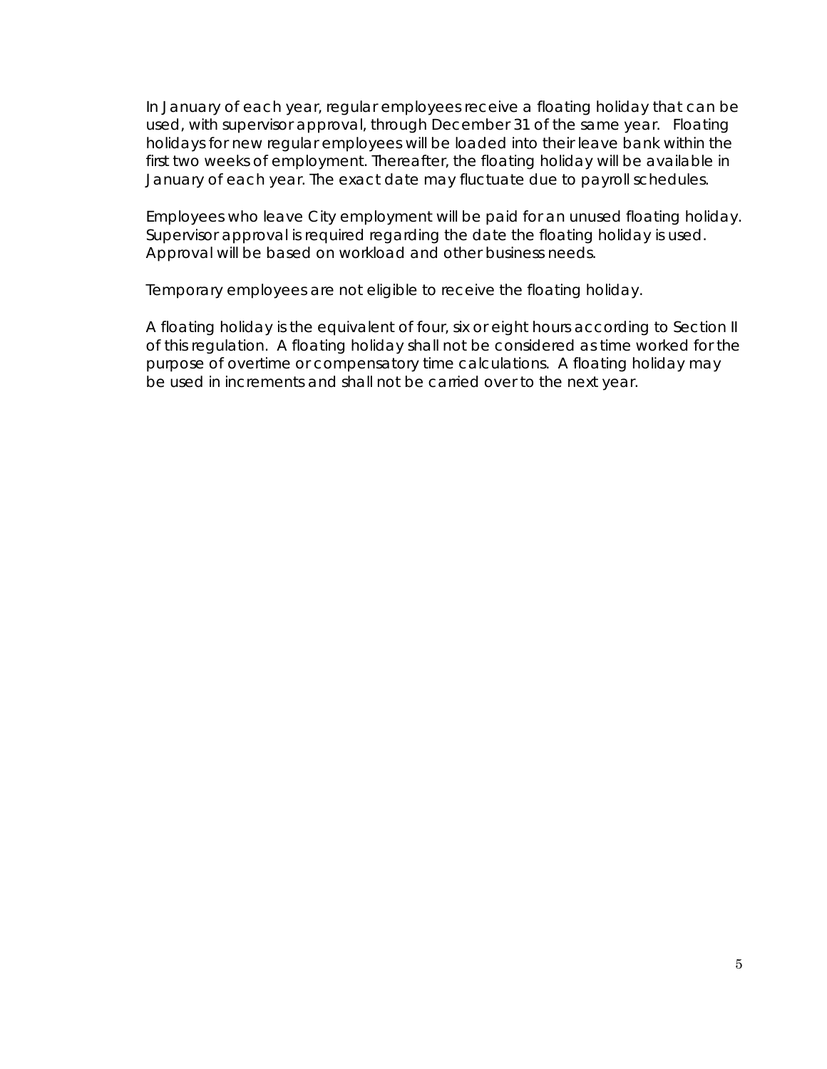In January of each year, regular employees receive a floating holiday that can be used, with supervisor approval, through December 31 of the same year. Floating holidays for new regular employees will be loaded into their leave bank within the first two weeks of employment. Thereafter, the floating holiday will be available in January of each year. The exact date may fluctuate due to payroll schedules.

Employees who leave City employment will be paid for an unused floating holiday. Supervisor approval is required regarding the date the floating holiday is used. Approval will be based on workload and other business needs.

Temporary employees are not eligible to receive the floating holiday.

A floating holiday is the equivalent of four, six or eight hours according to Section II of this regulation. A floating holiday shall not be considered as time worked for the purpose of overtime or compensatory time calculations. A floating holiday may be used in increments and shall not be carried over to the next year.